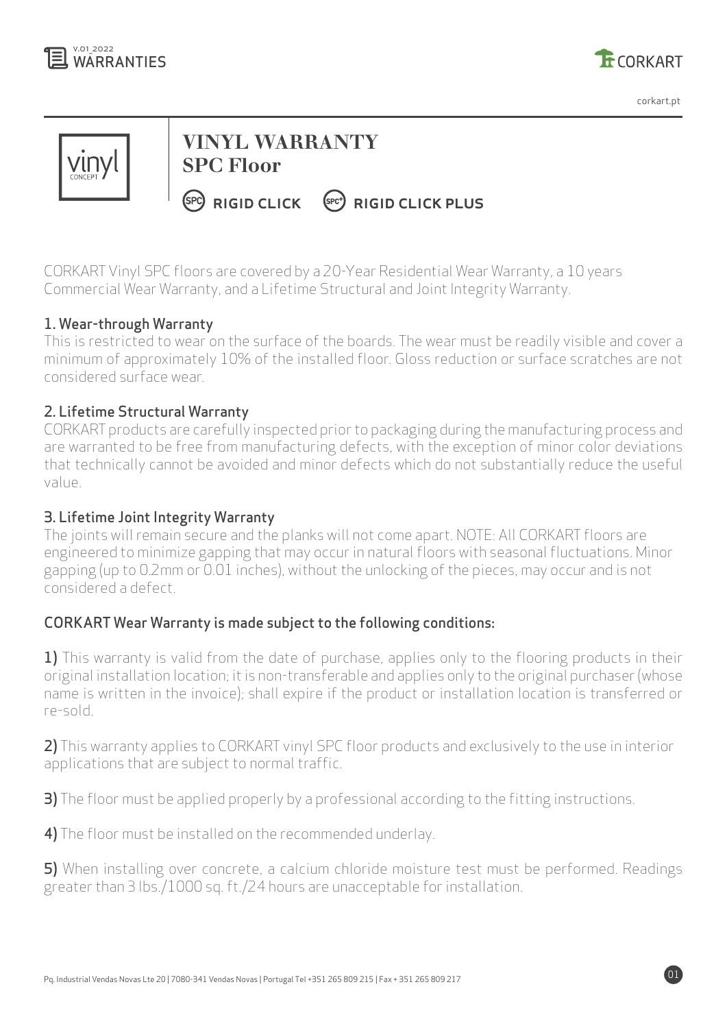# VINYL WARRANTY
## SPC Floor

**RIGID CLICK** **RIGID CLICK PLUS**

CORKART Vinyl SPC floors are covered by a 20-Year Residential Wear Warranty, a 10 years Commercial Wear Warranty, and a Lifetime Structural and Joint Integrity Warranty.

### 1. Wear-through Warranty

This is restricted to wear on the surface of the boards. The wear must be readily visible and cover a minimum of approximately 10% of the installed floor. Gloss reduction or surface scratches are not considered surface wear.

### 2. Lifetime Structural Warranty

CORKART products are carefully inspected prior to packaging during the manufacturing process and are warranted to be free from manufacturing defects, with the exception of minor color deviations that technically cannot be avoided and minor defects which do not substantially reduce the useful value.

### 3. Lifetime Joint Integrity Warranty

The joints will remain secure and the planks will not come apart. NOTE: All CORKART floors are engineered to minimize gapping that may occur in natural floors with seasonal fluctuations. Minor gapping (up to 0.2mm or 0.01 inches), without the unlocking of the pieces, may occur and is not considered a defect.

### CORKART Wear Warranty is made subject to the following conditions:

**1)** This warranty is valid from the date of purchase, applies only to the flooring products in their original installation location; it is non-transferable and applies only to the original purchaser (whose name is written in the invoice); shall expire if the product or installation location is transferred or re-sold.

**2)** This warranty applies to CORKART vinyl SPC floor products and exclusively to the use in interior applications that are subject to normal traffic.

**3)** The floor must be applied properly by a professional according to the fitting instructions.

**4)** The floor must be installed on the recommended underlay.

**5)** When installing over concrete, a calcium chloride moisture test must be performed. Readings greater than 3 lbs./1000 sq. ft./24 hours are unacceptable for installation.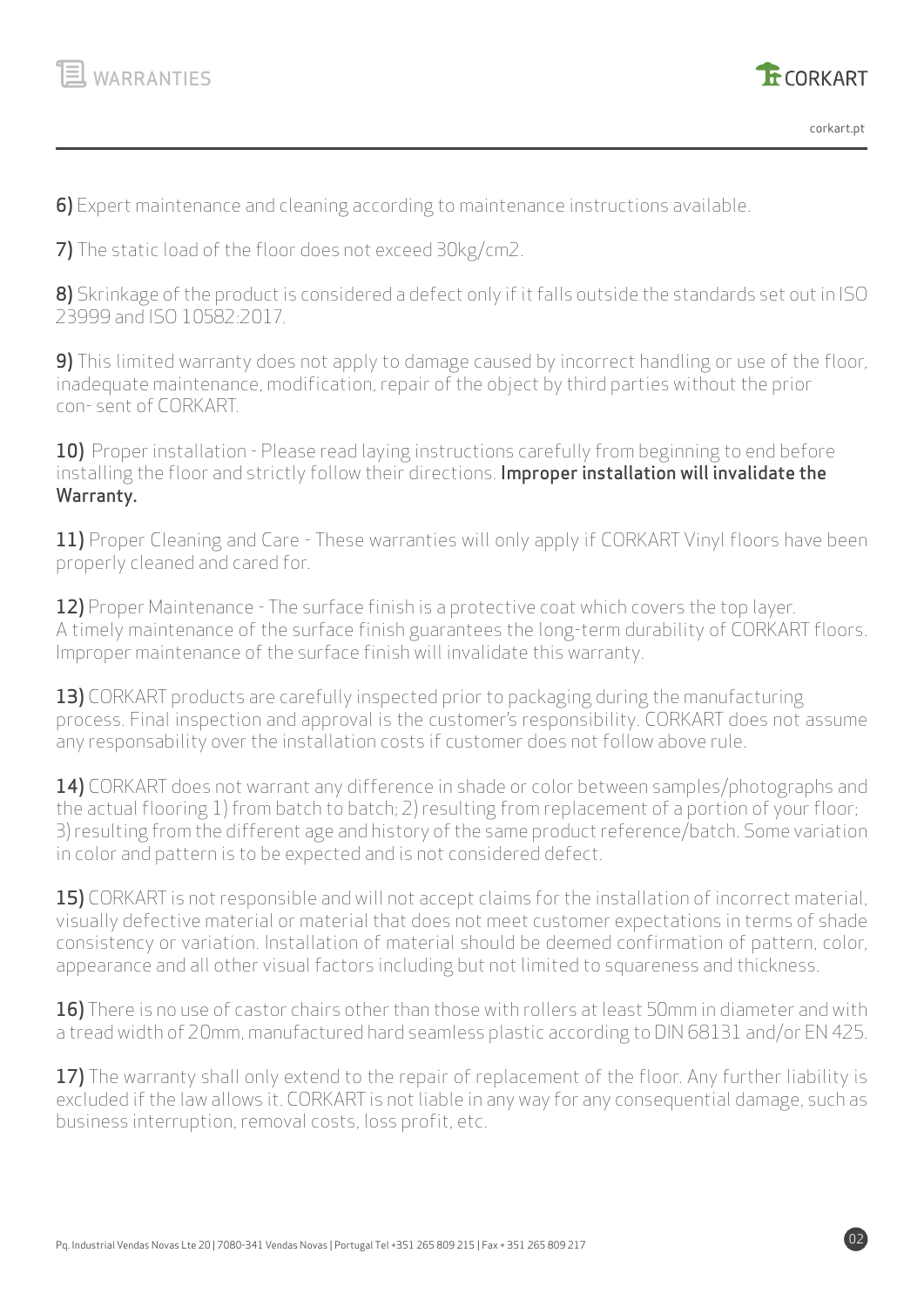**6)** Expert maintenance and cleaning according to maintenance instructions available.

**7)** The static load of the floor does not exceed 30kg/cm2.

**8)** Skrinkage of the product is considered a defect only if it falls outside the standards set out in ISO 23999 and ISO 10582:2017.

**9)** This limited warranty does not apply to damage caused by incorrect handling or use of the floor, inadequate maintenance, modification, repair of the object by third parties without the prior con- sent of CORKART.

**10)** Proper installation - Please read laying instructions carefully from beginning to end before installing the floor and strictly follow their directions. **Improper installation will invalidate the Warranty.**

**11)** Proper Cleaning and Care - These warranties will only apply if CORKART Vinyl floors have been properly cleaned and cared for.

**12)** Proper Maintenance - The surface finish is a protective coat which covers the top layer. A timely maintenance of the surface finish guarantees the long-term durability of CORKART floors. Improper maintenance of the surface finish will invalidate this warranty.

**13)** CORKART products are carefully inspected prior to packaging during the manufacturing process. Final inspection and approval is the customer's responsibility. CORKART does not assume any responsability over the installation costs if customer does not follow above rule.

**14)** CORKART does not warrant any difference in shade or color between samples/photographs and the actual flooring 1) from batch to batch; 2) resulting from replacement of a portion of your floor; 3) resulting from the different age and history of the same product reference/batch. Some variation in color and pattern is to be expected and is not considered defect.

**15)** CORKART is not responsible and will not accept claims for the installation of incorrect material, visually defective material or material that does not meet customer expectations in terms of shade consistency or variation. Installation of material should be deemed confirmation of pattern, color, appearance and all other visual factors including but not limited to squareness and thickness.

**16)** There is no use of castor chairs other than those with rollers at least 50mm in diameter and with a tread width of 20mm, manufactured hard seamless plastic according to DIN 68131 and/or EN 425.

**17)** The warranty shall only extend to the repair of replacement of the floor. Any further liability is excluded if the law allows it. CORKART is not liable in any way for any consequential damage, such as business interruption, removal costs, loss profit, etc.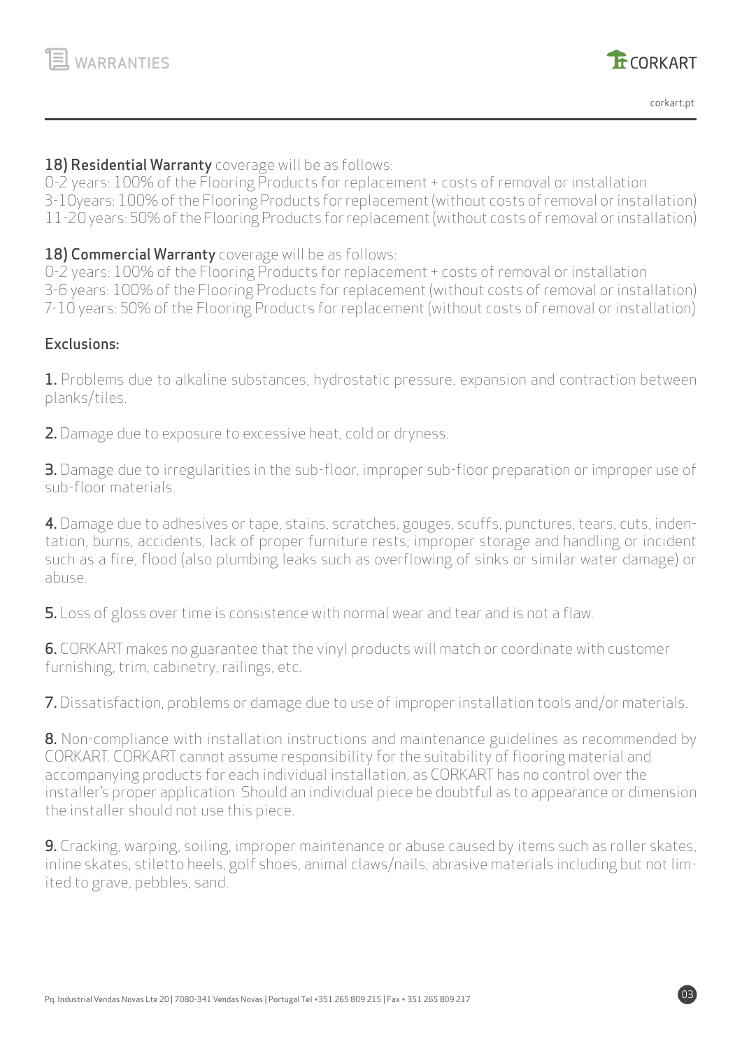**18) Residential Warranty** coverage will be as follows:
0-2 years: 100% of the Flooring Products for replacement + costs of removal or installation
3-10years: 100% of the Flooring Products for replacement (without costs of removal or installation)
11-20 years: 50% of the Flooring Products for replacement (without costs of removal or installation)

**18) Commercial Warranty** coverage will be as follows:
0-2 years: 100% of the Flooring Products for replacement + costs of removal or installation
3-6 years: 100% of the Flooring Products for replacement (without costs of removal or installation)
7-10 years: 50% of the Flooring Products for replacement (without costs of removal or installation)

**Exclusions:**

**1.** Problems due to alkaline substances, hydrostatic pressure, expansion and contraction between planks/tiles.

**2.** Damage due to exposure to excessive heat, cold or dryness.

**3.** Damage due to irregularities in the sub-floor, improper sub-floor preparation or improper use of sub-floor materials.

**4.** Damage due to adhesives or tape, stains, scratches, gouges, scuffs, punctures, tears, cuts, indentation, burns, accidents, lack of proper furniture rests; improper storage and handling or incident such as a fire, flood (also plumbing leaks such as overflowing of sinks or similar water damage) or abuse.

**5.** Loss of gloss over time is consistence with normal wear and tear and is not a flaw.

**6.** CORKART makes no guarantee that the vinyl products will match or coordinate with customer furnishing, trim, cabinetry, railings, etc.

**7.** Dissatisfaction, problems or damage due to use of improper installation tools and/or materials.

**8.** Non-compliance with installation instructions and maintenance guidelines as recommended by CORKART. CORKART cannot assume responsibility for the suitability of flooring material and accompanying products for each individual installation, as CORKART has no control over the installer's proper application. Should an individual piece be doubtful as to appearance or dimension the installer should not use this piece.

**9.** Cracking, warping, soiling, improper maintenance or abuse caused by items such as roller skates, inline skates, stiletto heels, golf shoes, animal claws/nails; abrasive materials including but not limited to grave, pebbles, sand.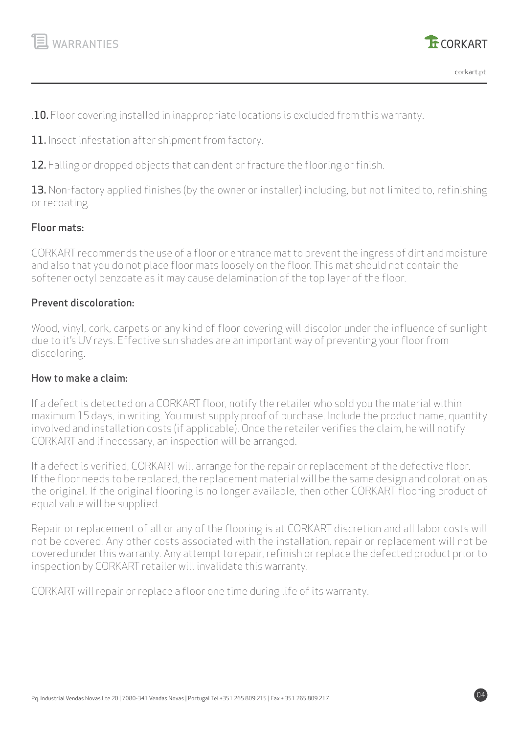.**10.** Floor covering installed in inappropriate locations is excluded from this warranty.

**11.** Insect infestation after shipment from factory.

**12.** Falling or dropped objects that can dent or fracture the flooring or finish.

**13.** Non-factory applied finishes (by the owner or installer) including, but not limited to, refinishing or recoating.

### Floor mats:

CORKART recommends the use of a floor or entrance mat to prevent the ingress of dirt and moisture and also that you do not place floor mats loosely on the floor. This mat should not contain the softener octyl benzoate as it may cause delamination of the top layer of the floor.

### Prevent discoloration:

Wood, vinyl, cork, carpets or any kind of floor covering will discolor under the influence of sunlight due to it's UV rays. Effective sun shades are an important way of preventing your floor from discoloring.

### How to make a claim:

If a defect is detected on a CORKART floor, notify the retailer who sold you the material within maximum 15 days, in writing. You must supply proof of purchase. Include the product name, quantity involved and installation costs (if applicable). Once the retailer verifies the claim, he will notify CORKART and if necessary, an inspection will be arranged.

If a defect is verified, CORKART will arrange for the repair or replacement of the defective floor. If the floor needs to be replaced, the replacement material will be the same design and coloration as the original. If the original flooring is no longer available, then other CORKART flooring product of equal value will be supplied.

Repair or replacement of all or any of the flooring is at CORKART discretion and all labor costs will not be covered. Any other costs associated with the installation, repair or replacement will not be covered under this warranty. Any attempt to repair, refinish or replace the defected product prior to inspection by CORKART retailer will invalidate this warranty.

CORKART will repair or replace a floor one time during life of its warranty.